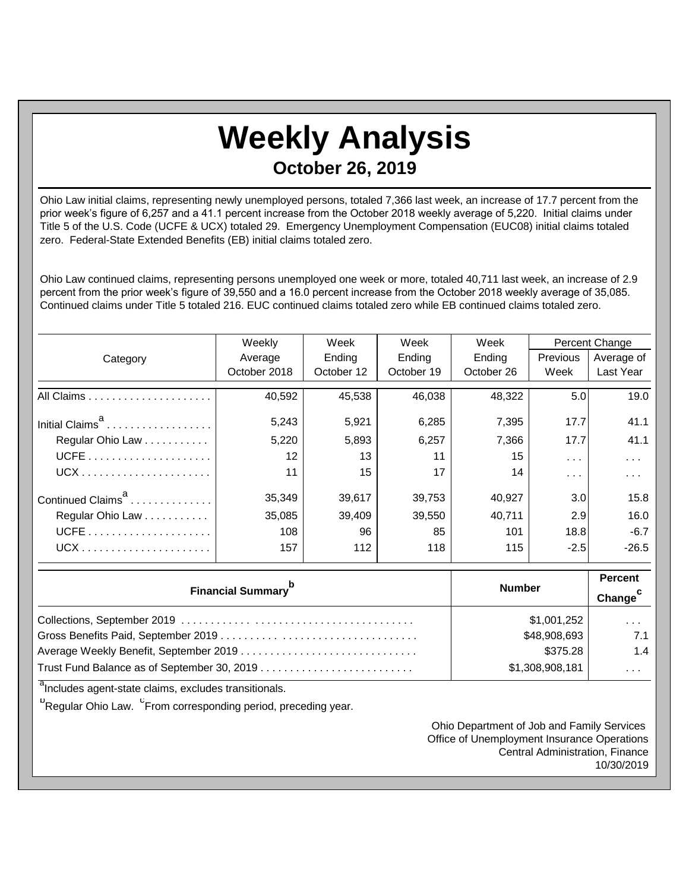# Weekly Analysis

## October 26, 2019

Ohio Law initial claims, representing newly unemployed persons, totaled 7,366 last week, an increase of 17.7 percent from the prior week's figure of 6,257 and a 41.1 percent increase from the October 2018 weekly average of 5,220. Initial claims under Title 5 of the U.S. Code (UCFE & UCX) totaled 29. Emergency Unemployment Compensation (EUC08) initial claims totaled zero. Federal-State Extended Benefits (EB) initial claims totaled zero.

Ohio Law continued claims, representing persons unemployed one week or more, totaled 40,711 last week, an increase of 2.9 percent from the prior week's figure of 39,550 and a 16.0 percent increase from the October 2018 weekly average of 35,085. Continued claims under Title 5 totaled 216. EUC continued claims totaled zero while EB continued claims totaled zero.

| Category | Weekly Average October 2018 | Week Ending October 12 | Week Ending October 19 | Week Ending October 26 | Percent Change | |
|---|---|---|---|---|---|---|
| | | | | | Previous Week | Average of Last Year |
| All Claims | 40,592 | 45,538 | 46,038 | 48,322 | 5.0 | 19.0 |
| Initial Claims[a] | 5,243 | 5,921 | 6,285 | 7,395 | 17.7 | 41.1 |
| Regular Ohio Law | 5,220 | 5,893 | 6,257 | 7,366 | 17.7 | 41.1 |
| UCFE | 12 | 13 | 11 | 15 | ... | ... |
| UCX | 11 | 15 | 17 | 14 | ... | ... |
| Continued Claims[a] | 35,349 | 39,617 | 39,753 | 40,927 | 3.0 | 15.8 |
| Regular Ohio Law | 35,085 | 39,409 | 39,550 | 40,711 | 2.9 | 16.0 |
| UCFE | 108 | 96 | 85 | 101 | 18.8 | -6.7 |
| UCX | 157 | 112 | 118 | 115 | -2.5 | -26.5 |

| Financial Summary[b] | Number | Percent Change[c] |
|---|---|---|
| Collections, September 2019 | $1,001,252 | ... |
| Gross Benefits Paid, September 2019 | $48,908,693 | 7.1 |
| Average Weekly Benefit, September 2019 | $375.28 | 1.4 |
| Trust Fund Balance as of September 30, 2019 | $1,308,908,181 | ... |

[a]Includes agent-state claims, excludes transitionals.

[b]Regular Ohio Law. [c]From corresponding period, preceding year.

Ohio Department of Job and Family Services
Office of Unemployment Insurance Operations
Central Administration, Finance
10/30/2019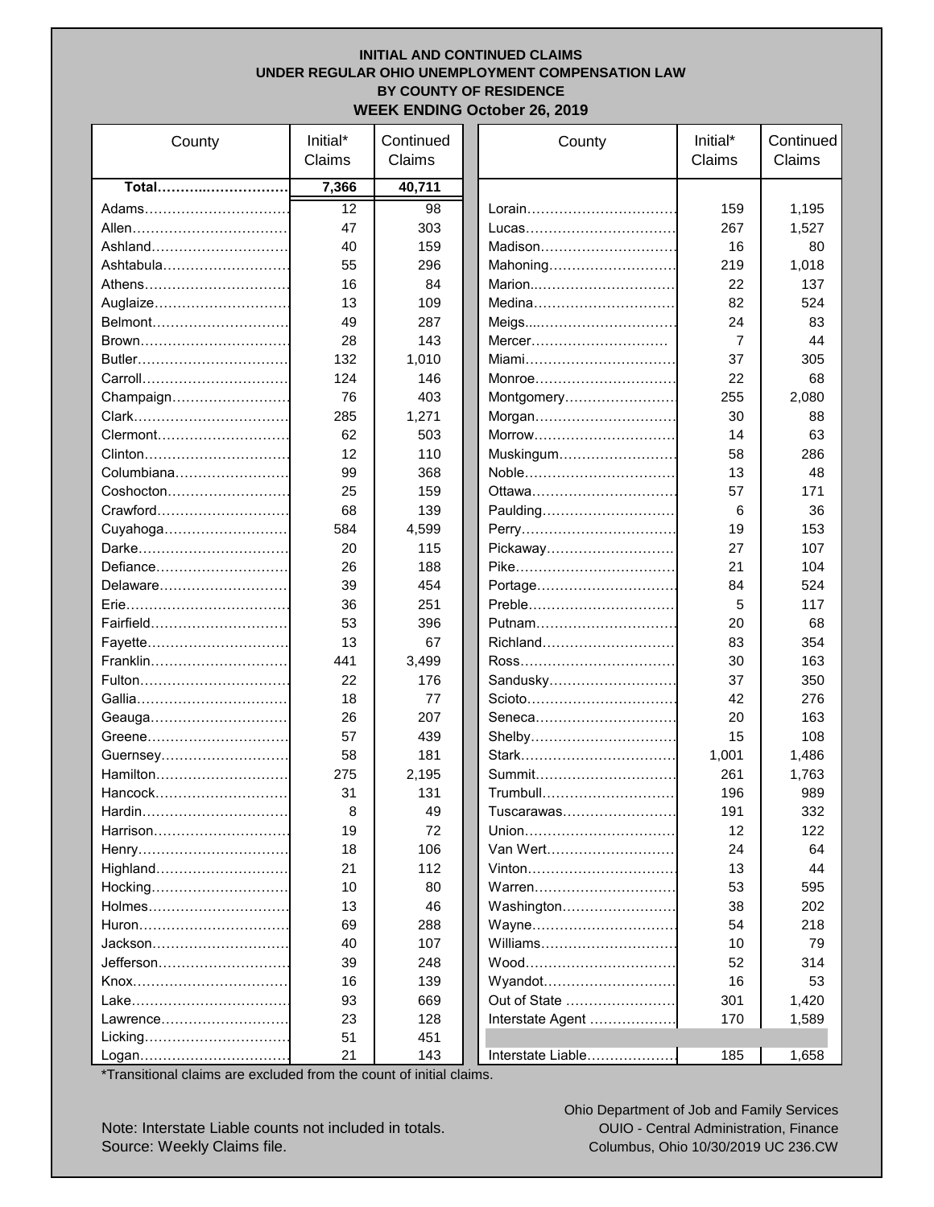**INITIAL AND CONTINUED CLAIMS**
**UNDER REGULAR OHIO UNEMPLOYMENT COMPENSATION LAW**
**BY COUNTY OF RESIDENCE**
**WEEK ENDING October 26, 2019**

| County | Initial* Claims | Continued Claims | County | Initial* Claims | Continued Claims |
|---|---|---|---|---|---|
| **Total………………………** | **7,366** | **40,711** | | | |
| Adams……………………… | 12 | 98 | Lorain……………………… | 159 | 1,195 |
| Allen……………………… | 47 | 303 | Lucas……………………… | 267 | 1,527 |
| Ashland……………………… | 40 | 159 | Madison……………………… | 16 | 80 |
| Ashtabula……………………… | 55 | 296 | Mahoning……………………… | 219 | 1,018 |
| Athens……………………… | 16 | 84 | Marion.……………………… | 22 | 137 |
| Auglaize……………………… | 13 | 109 | Medina……………………… | 82 | 524 |
| Belmont……………………… | 49 | 287 | Meigs..……………………… | 24 | 83 |
| Brown……………………… | 28 | 143 | Mercer……………………… | 7 | 44 |
| Butler……………………… | 132 | 1,010 | Miami……………………… | 37 | 305 |
| Carroll……………………… | 124 | 146 | Monroe……………………… | 22 | 68 |
| Champaign……………………… | 76 | 403 | Montgomery……………………… | 255 | 2,080 |
| Clark……………………… | 285 | 1,271 | Morgan……………………… | 30 | 88 |
| Clermont……………………… | 62 | 503 | Morrow……………………… | 14 | 63 |
| Clinton……………………… | 12 | 110 | Muskingum……………………… | 58 | 286 |
| Columbiana……………………… | 99 | 368 | Noble……………………… | 13 | 48 |
| Coshocton……………………… | 25 | 159 | Ottawa……………………… | 57 | 171 |
| Crawford……………………… | 68 | 139 | Paulding……………………… | 6 | 36 |
| Cuyahoga……………………… | 584 | 4,599 | Perry……………………… | 19 | 153 |
| Darke……………………… | 20 | 115 | Pickaway……………………… | 27 | 107 |
| Defiance……………………… | 26 | 188 | Pike……………………… | 21 | 104 |
| Delaware……………………… | 39 | 454 | Portage……………………… | 84 | 524 |
| Erie……………………… | 36 | 251 | Preble……………………… | 5 | 117 |
| Fairfield……………………… | 53 | 396 | Putnam……………………… | 20 | 68 |
| Fayette……………………… | 13 | 67 | Richland……………………… | 83 | 354 |
| Franklin……………………… | 441 | 3,499 | Ross……………………… | 30 | 163 |
| Fulton……………………… | 22 | 176 | Sandusky……………………… | 37 | 350 |
| Gallia……………………… | 18 | 77 | Scioto……………………… | 42 | 276 |
| Geauga……………………… | 26 | 207 | Seneca……………………… | 20 | 163 |
| Greene……………………… | 57 | 439 | Shelby……………………… | 15 | 108 |
| Guernsey……………………… | 58 | 181 | Stark……………………… | 1,001 | 1,486 |
| Hamilton……………………… | 275 | 2,195 | Summit……………………… | 261 | 1,763 |
| Hancock……………………… | 31 | 131 | Trumbull……………………… | 196 | 989 |
| Hardin……………………… | 8 | 49 | Tuscarawas……………………… | 191 | 332 |
| Harrison……………………… | 19 | 72 | Union……………………… | 12 | 122 |
| Henry……………………… | 18 | 106 | Van Wert……………………… | 24 | 64 |
| Highland……………………… | 21 | 112 | Vinton……………………… | 13 | 44 |
| Hocking……………………… | 10 | 80 | Warren……………………… | 53 | 595 |
| Holmes……………………… | 13 | 46 | Washington……………………… | 38 | 202 |
| Huron……………………… | 69 | 288 | Wayne……………………… | 54 | 218 |
| Jackson……………………… | 40 | 107 | Williams……………………… | 10 | 79 |
| Jefferson……………………… | 39 | 248 | Wood……………………… | 52 | 314 |
| Knox……………………… | 16 | 139 | Wyandot……………………… | 16 | 53 |
| Lake……………………… | 93 | 669 | Out of State ……………………… | 301 | 1,420 |
| Lawrence……………………… | 23 | 128 | Interstate Agent ……………………… | 170 | 1,589 |
| Licking……………………… | 51 | 451 | | | |
| Logan……………………… | 21 | 143 | Interstate Liable……………………… | 185 | 1,658 |

*Transitional claims are excluded from the count of initial claims.

Note: Interstate Liable counts not included in totals.
Source: Weekly Claims file.

Ohio Department of Job and Family Services
OUIO - Central Administration, Finance
Columbus, Ohio 10/30/2019 UC 236.CW